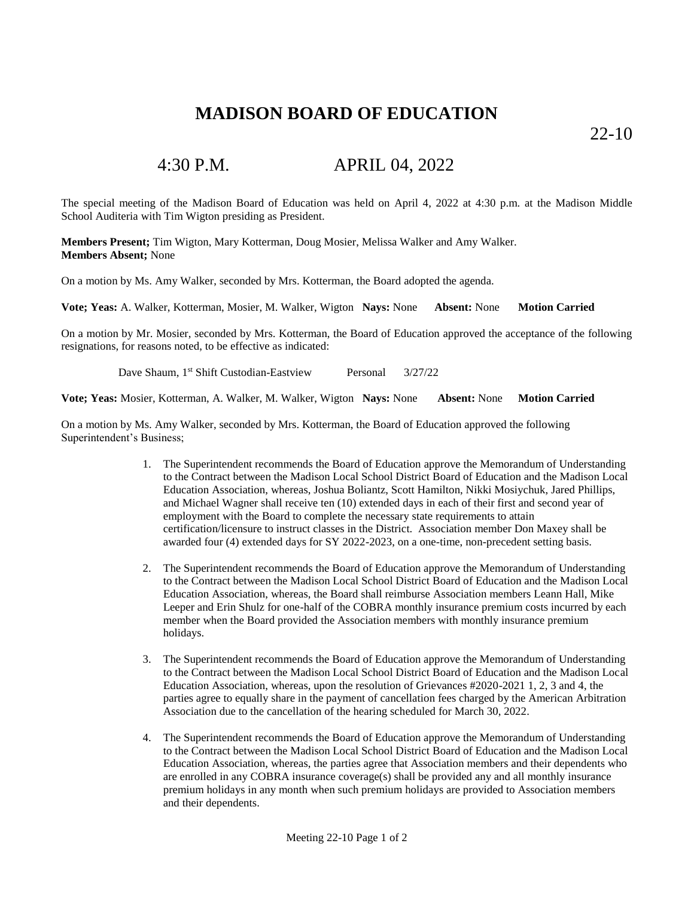# MADISON BOARD OF EDUCATION

22-10

## 4:30 P.M. APRIL 04, 2022

The special meeting of the Madison Board of Education was held on April 4, 2022 at 4:30 p.m. at the Madison Middle School Auditeria with Tim Wigton presiding as President.

**Members Present;** Tim Wigton, Mary Kotterman, Doug Mosier, Melissa Walker and Amy Walker.
**Members Absent;** None

On a motion by Ms. Amy Walker, seconded by Mrs. Kotterman, the Board adopted the agenda.

**Vote; Yeas:** A. Walker, Kotterman, Mosier, M. Walker, Wigton **Nays:** None **Absent:** None **Motion Carried**

On a motion by Mr. Mosier, seconded by Mrs. Kotterman, the Board of Education approved the acceptance of the following resignations, for reasons noted, to be effective as indicated:

Dave Shaum, 1st Shift Custodian-Eastview Personal 3/27/22

**Vote; Yeas:** Mosier, Kotterman, A. Walker, M. Walker, Wigton **Nays:** None **Absent:** None **Motion Carried**

On a motion by Ms. Amy Walker, seconded by Mrs. Kotterman, the Board of Education approved the following Superintendent's Business;

1. The Superintendent recommends the Board of Education approve the Memorandum of Understanding to the Contract between the Madison Local School District Board of Education and the Madison Local Education Association, whereas, Joshua Boliantz, Scott Hamilton, Nikki Mosiychuk, Jared Phillips, and Michael Wagner shall receive ten (10) extended days in each of their first and second year of employment with the Board to complete the necessary state requirements to attain certification/licensure to instruct classes in the District. Association member Don Maxey shall be awarded four (4) extended days for SY 2022-2023, on a one-time, non-precedent setting basis.

2. The Superintendent recommends the Board of Education approve the Memorandum of Understanding to the Contract between the Madison Local School District Board of Education and the Madison Local Education Association, whereas, the Board shall reimburse Association members Leann Hall, Mike Leeper and Erin Shulz for one-half of the COBRA monthly insurance premium costs incurred by each member when the Board provided the Association members with monthly insurance premium holidays.

3. The Superintendent recommends the Board of Education approve the Memorandum of Understanding to the Contract between the Madison Local School District Board of Education and the Madison Local Education Association, whereas, upon the resolution of Grievances #2020-2021 1, 2, 3 and 4, the parties agree to equally share in the payment of cancellation fees charged by the American Arbitration Association due to the cancellation of the hearing scheduled for March 30, 2022.

4. The Superintendent recommends the Board of Education approve the Memorandum of Understanding to the Contract between the Madison Local School District Board of Education and the Madison Local Education Association, whereas, the parties agree that Association members and their dependents who are enrolled in any COBRA insurance coverage(s) shall be provided any and all monthly insurance premium holidays in any month when such premium holidays are provided to Association members and their dependents.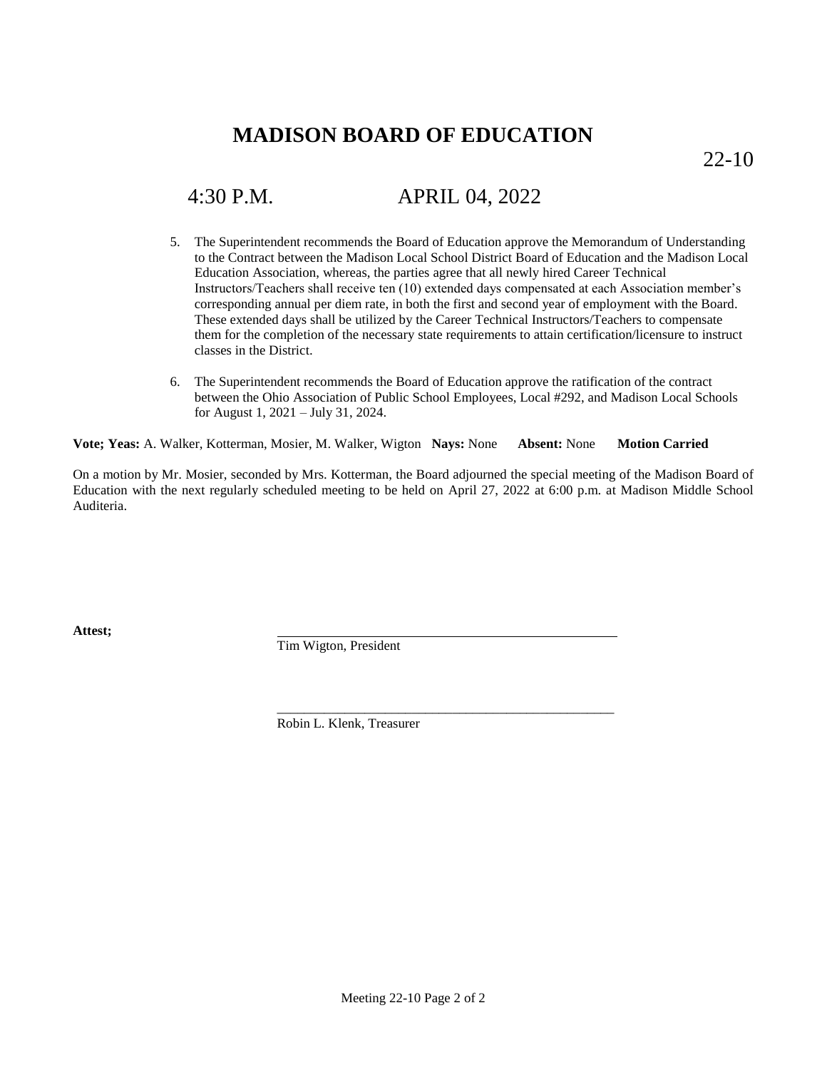# MADISON BOARD OF EDUCATION

22-10

4:30 P.M. APRIL 04, 2022

5. The Superintendent recommends the Board of Education approve the Memorandum of Understanding to the Contract between the Madison Local School District Board of Education and the Madison Local Education Association, whereas, the parties agree that all newly hired Career Technical Instructors/Teachers shall receive ten (10) extended days compensated at each Association member's corresponding annual per diem rate, in both the first and second year of employment with the Board. These extended days shall be utilized by the Career Technical Instructors/Teachers to compensate them for the completion of the necessary state requirements to attain certification/licensure to instruct classes in the District.

6. The Superintendent recommends the Board of Education approve the ratification of the contract between the Ohio Association of Public School Employees, Local #292, and Madison Local Schools for August 1, 2021 – July 31, 2024.

**Vote; Yeas:** A. Walker, Kotterman, Mosier, M. Walker, Wigton **Nays:** None **Absent:** None **Motion Carried**

On a motion by Mr. Mosier, seconded by Mrs. Kotterman, the Board adjourned the special meeting of the Madison Board of Education with the next regularly scheduled meeting to be held on April 27, 2022 at 6:00 p.m. at Madison Middle School Auditeria.

**Attest;**

\_\_\_\_\_\_\_\_\_\_\_\_\_\_\_\_\_\_\_\_\_\_\_\_\_\_\_\_\_\_\_\_\_\_\_\_\_\_\_\_
Tim Wigton, President

\_\_\_\_\_\_\_\_\_\_\_\_\_\_\_\_\_\_\_\_\_\_\_\_\_\_\_\_\_\_\_\_\_\_\_\_\_\_\_\_
Robin L. Klenk, Treasurer